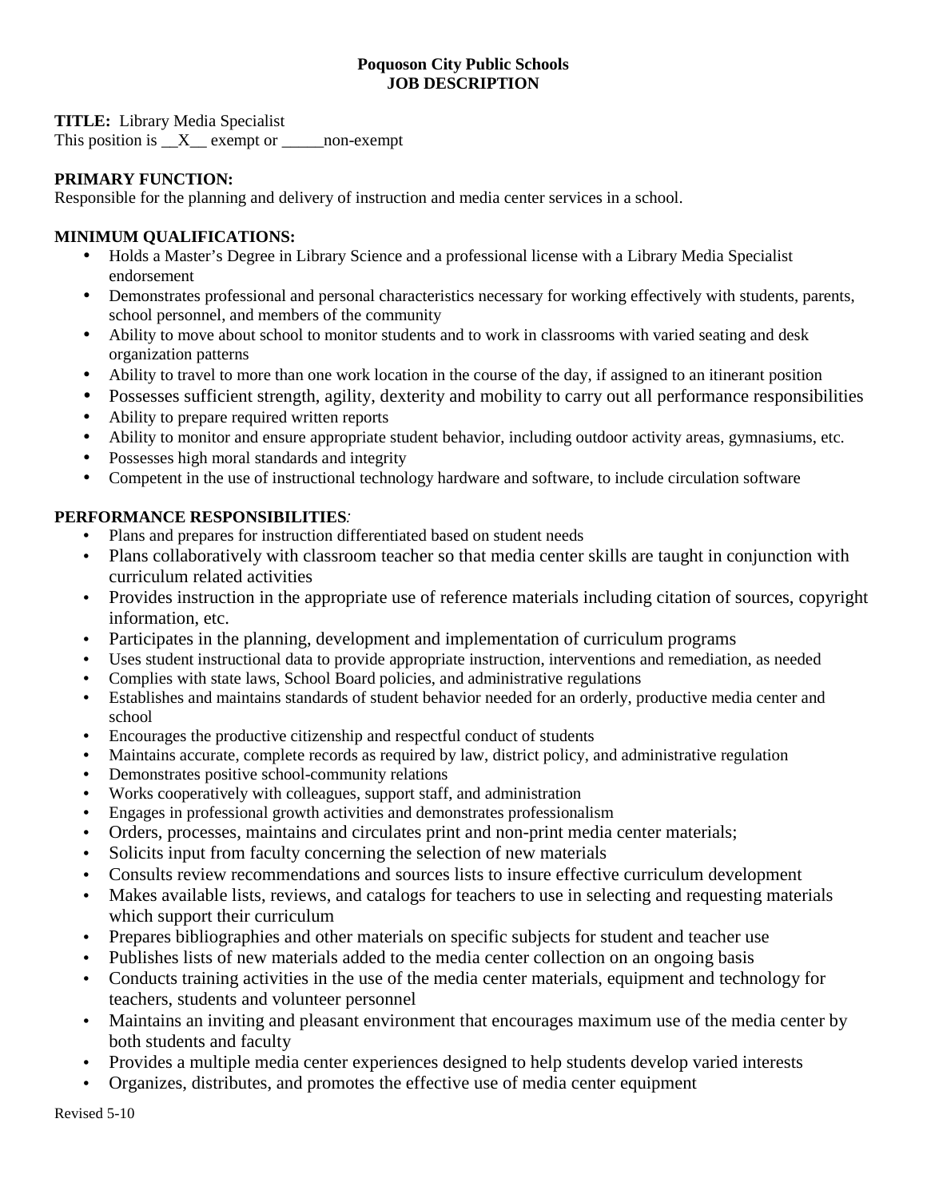**Poquoson City Public Schools**
**JOB DESCRIPTION**

**TITLE:** Library Media Specialist
This position is __X__ exempt or _____non-exempt

**PRIMARY FUNCTION:**
Responsible for the planning and delivery of instruction and media center services in a school.

**MINIMUM QUALIFICATIONS:**

- Holds a Master's Degree in Library Science and a professional license with a Library Media Specialist endorsement
- Demonstrates professional and personal characteristics necessary for working effectively with students, parents, school personnel, and members of the community
- Ability to move about school to monitor students and to work in classrooms with varied seating and desk organization patterns
- Ability to travel to more than one work location in the course of the day, if assigned to an itinerant position
- Possesses sufficient strength, agility, dexterity and mobility to carry out all performance responsibilities
- Ability to prepare required written reports
- Ability to monitor and ensure appropriate student behavior, including outdoor activity areas, gymnasiums, etc.
- Possesses high moral standards and integrity
- Competent in the use of instructional technology hardware and software, to include circulation software

**PERFORMANCE RESPONSIBILITIES***:*

- Plans and prepares for instruction differentiated based on student needs
- Plans collaboratively with classroom teacher so that media center skills are taught in conjunction with curriculum related activities
- Provides instruction in the appropriate use of reference materials including citation of sources, copyright information, etc.
- Participates in the planning, development and implementation of curriculum programs
- Uses student instructional data to provide appropriate instruction, interventions and remediation, as needed
- Complies with state laws, School Board policies, and administrative regulations
- Establishes and maintains standards of student behavior needed for an orderly, productive media center and school
- Encourages the productive citizenship and respectful conduct of students
- Maintains accurate, complete records as required by law, district policy, and administrative regulation
- Demonstrates positive school-community relations
- Works cooperatively with colleagues, support staff, and administration
- Engages in professional growth activities and demonstrates professionalism
- Orders, processes, maintains and circulates print and non-print media center materials;
- Solicits input from faculty concerning the selection of new materials
- Consults review recommendations and sources lists to insure effective curriculum development
- Makes available lists, reviews, and catalogs for teachers to use in selecting and requesting materials which support their curriculum
- Prepares bibliographies and other materials on specific subjects for student and teacher use
- Publishes lists of new materials added to the media center collection on an ongoing basis
- Conducts training activities in the use of the media center materials, equipment and technology for teachers, students and volunteer personnel
- Maintains an inviting and pleasant environment that encourages maximum use of the media center by both students and faculty
- Provides a multiple media center experiences designed to help students develop varied interests
- Organizes, distributes, and promotes the effective use of media center equipment

Revised 5-10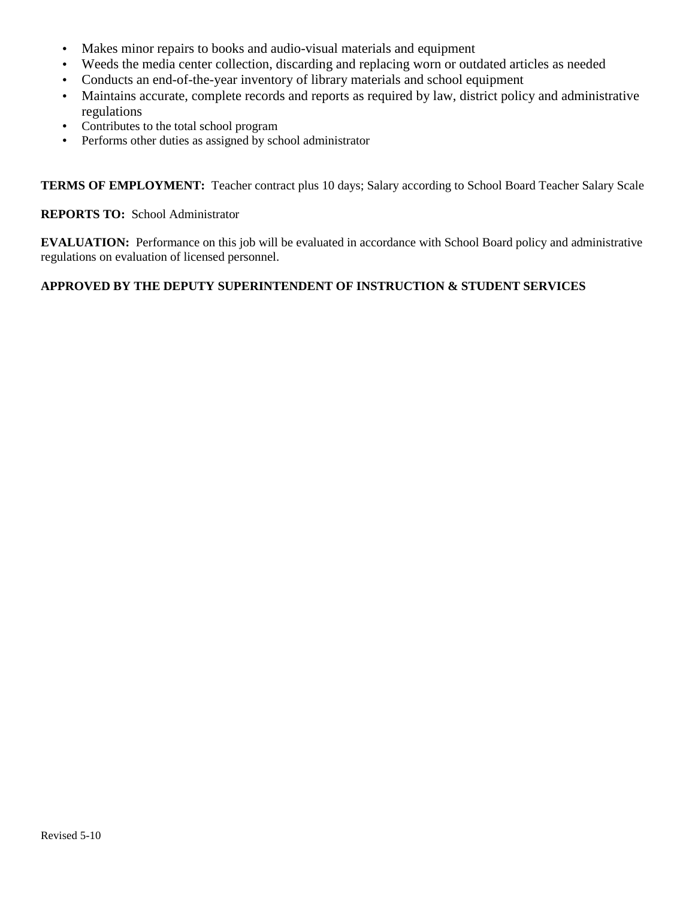- Makes minor repairs to books and audio-visual materials and equipment
- Weeds the media center collection, discarding and replacing worn or outdated articles as needed
- Conducts an end-of-the-year inventory of library materials and school equipment
- Maintains accurate, complete records and reports as required by law, district policy and administrative regulations
- Contributes to the total school program
- Performs other duties as assigned by school administrator

**TERMS OF EMPLOYMENT:** Teacher contract plus 10 days; Salary according to School Board Teacher Salary Scale

**REPORTS TO:** School Administrator

**EVALUATION:** Performance on this job will be evaluated in accordance with School Board policy and administrative regulations on evaluation of licensed personnel.

**APPROVED BY THE DEPUTY SUPERINTENDENT OF INSTRUCTION & STUDENT SERVICES**

Revised 5-10